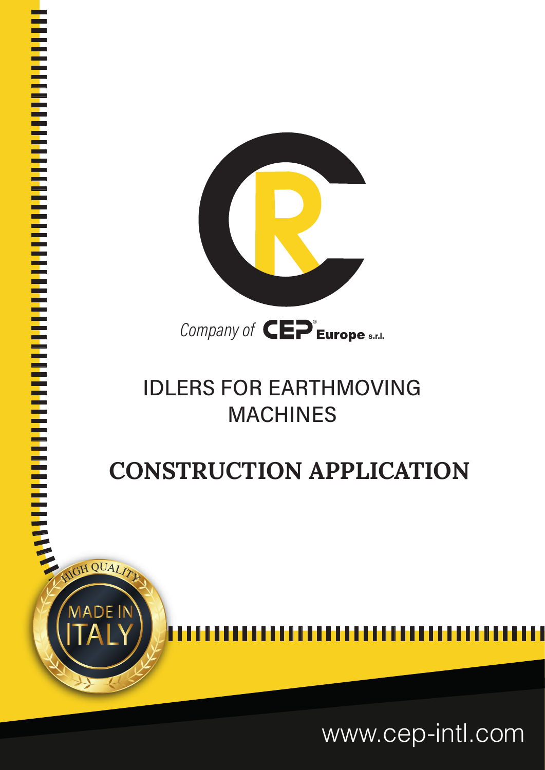Company of CEP® Europe s.r.l.

# IDLERS FOR EARTHMOVING MACHINES

## CONSTRUCTION APPLICATION

HIGH QUALITY

MADE IN ITALY

www.cep-intl.com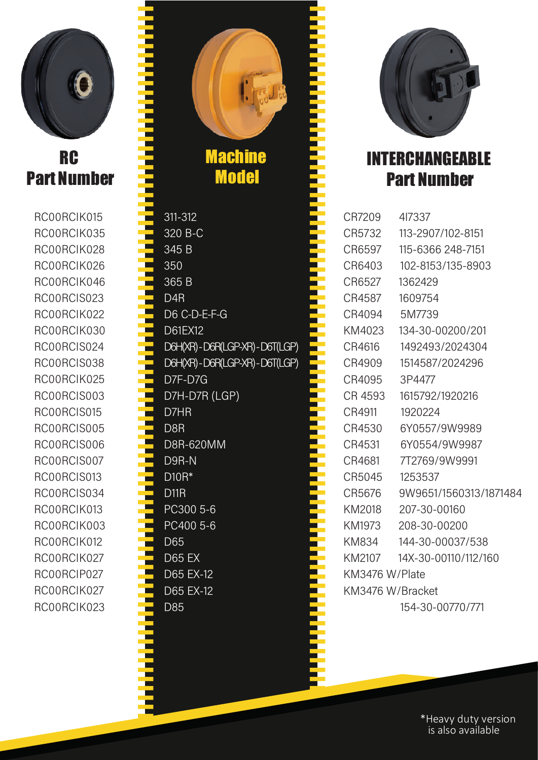| RC Part Number | Machine Model | INTERCHANGEABLE Part Number |
| --- | --- | --- |
| RC00RCIK015 | 311-312 | CR7209 4I7337 |
| RC00RCIK035 | 320 B-C | CR5732 113-2907/102-8151 |
| RC00RCIK028 | 345 B | CR6597 115-6366 248-7151 |
| RC00RCIK026 | 350 | CR6403 102-8153/135-8903 |
| RC00RCIK046 | 365 B | CR6527 1362429 |
| RC00RCIS023 | D4R | CR4587 1609754 |
| RC00RCIK022 | D6 C-D-E-F-G | CR4094 5M7739 |
| RC00RCIK030 | D61EX12 | KM4023 134-30-00200/201 |
| RC00RCIS024 | D6H(XR) - D6R(LGP-XR) - D6T(LGP) | CR4616 1492493/2024304 |
| RC00RCIS038 | D6H(XR) - D6R(LGP-XR) - D6T(LGP) | CR4909 1514587/2024296 |
| RC00RCIK025 | D7F-D7G | CR4095 3P4477 |
| RC00RCIS003 | D7H-D7R (LGP) | CR 4593 1615792/1920216 |
| RC00RCIS015 | D7HR | CR4911 1920224 |
| RC00RCIS005 | D8R | CR4530 6Y0557/9W9989 |
| RC00RCIS006 | D8R-620MM | CR4531 6Y0554/9W9987 |
| RC00RCIS007 | D9R-N | CR4681 7T2769/9W9991 |
| RC00RCIS013 | D10R* | CR5045 1253537 |
| RC00RCIS034 | D11R | CR5676 9W9651/1560313/1871484 |
| RC00RCIK013 | PC300 5-6 | KM2018 207-30-00160 |
| RC00RCIK003 | PC400 5-6 | KM1973 208-30-00200 |
| RC00RCIK012 | D65 | KM834 144-30-00037/538 |
| RC00RCIK027 | D65 EX | KM2107 14X-30-00110/112/160 |
| RC00RCIP027 | D65 EX-12 | KM3476 W/Plate |
| RC00RCIK027 | D65 EX-12 | KM3476 W/Bracket |
| RC00RCIK023 | D85 | 154-30-00770/771 |

*Heavy duty version is also available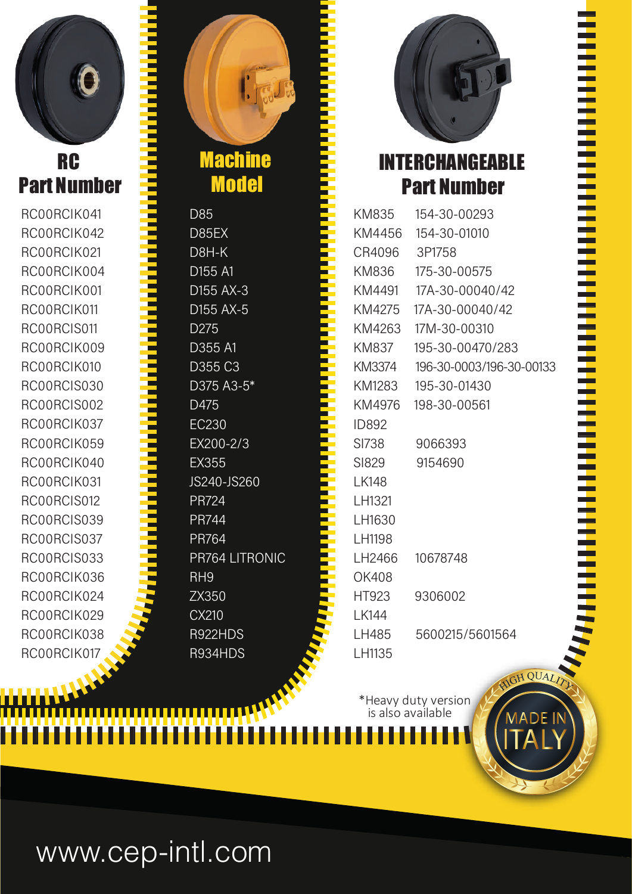| RC Part Number | Machine Model | INTERCHANGEABLE Part Number | |
|---|---|---|---|
| RC00RCIK041 | D85 | KM835 | 154-30-00293 |
| RC00RCIK042 | D85EX | KM4456 | 154-30-01010 |
| RC00RCIK021 | D8H-K | CR4096 | 3P1758 |
| RC00RCIK004 | D155 A1 | KM836 | 175-30-00575 |
| RC00RCIK001 | D155 AX-3 | KM4491 | 17A-30-00040/42 |
| RC00RCIK011 | D155 AX-5 | KM4275 | 17A-30-00040/42 |
| RC00RCIS011 | D275 | KM4263 | 17M-30-00310 |
| RC00RCIK009 | D355 A1 | KM837 | 195-30-00470/283 |
| RC00RCIK010 | D355 C3 | KM3374 | 196-30-0003/196-30-00133 |
| RC00RCIS030 | D375 A3-5* | KM1283 | 195-30-01430 |
| RC00RCIS002 | D475 | KM4976 | 198-30-00561 |
| RC00RCIK037 | EC230 | ID892 | |
| RC00RCIK059 | EX200-2/3 | SI738 | 9066393 |
| RC00RCIK040 | EX355 | SI829 | 9154690 |
| RC00RCIK031 | JS240-JS260 | LK148 | |
| RC00RCIS012 | PR724 | LH1321 | |
| RC00RCIS039 | PR744 | LH1630 | |
| RC00RCIS037 | PR764 | LH1198 | |
| RC00RCIS033 | PR764 LITRONIC | LH2466 | 10678748 |
| RC00RCIK036 | RH9 | OK408 | |
| RC00RCIK024 | ZX350 | HT923 | 9306002 |
| RC00RCIK029 | CX210 | LK144 | |
| RC00RCIK038 | R922HDS | LH485 | 5600215/5601564 |
| RC00RCIK017 | R934HDS | LH1135 | |

*Heavy duty version is also available

HIGH QUALITY
MADE IN ITALY

www.cep-intl.com